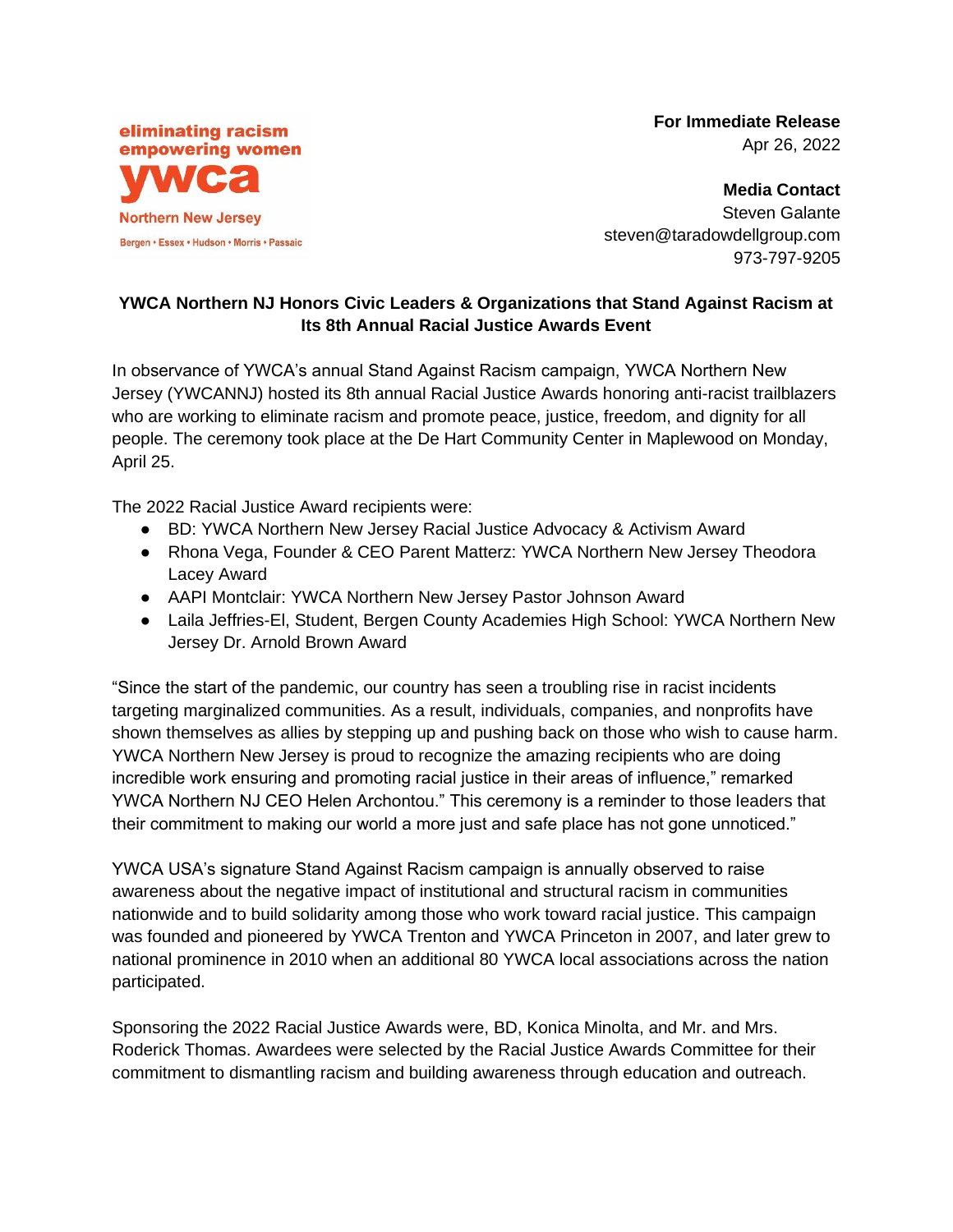eliminating racism
empowering women
ywca
Northern New Jersey
Bergen • Essex • Hudson • Morris • Passaic

**For Immediate Release**
Apr 26, 2022

**Media Contact**
Steven Galante
steven@taradowdellgroup.com
973-797-9205

## YWCA Northern NJ Honors Civic Leaders & Organizations that Stand Against Racism at Its 8th Annual Racial Justice Awards Event

In observance of YWCA's annual Stand Against Racism campaign, YWCA Northern New Jersey (YWCANNJ) hosted its 8th annual Racial Justice Awards honoring anti-racist trailblazers who are working to eliminate racism and promote peace, justice, freedom, and dignity for all people. The ceremony took place at the De Hart Community Center in Maplewood on Monday, April 25.

The 2022 Racial Justice Award recipients were:

- BD: YWCA Northern New Jersey Racial Justice Advocacy & Activism Award
- Rhona Vega, Founder & CEO Parent Matterz: YWCA Northern New Jersey Theodora Lacey Award
- AAPI Montclair: YWCA Northern New Jersey Pastor Johnson Award
- Laila Jeffries-El, Student, Bergen County Academies High School: YWCA Northern New Jersey Dr. Arnold Brown Award

"Since the start of the pandemic, our country has seen a troubling rise in racist incidents targeting marginalized communities. As a result, individuals, companies, and nonprofits have shown themselves as allies by stepping up and pushing back on those who wish to cause harm. YWCA Northern New Jersey is proud to recognize the amazing recipients who are doing incredible work ensuring and promoting racial justice in their areas of influence," remarked YWCA Northern NJ CEO Helen Archontou." This ceremony is a reminder to those leaders that their commitment to making our world a more just and safe place has not gone unnoticed."

YWCA USA's signature Stand Against Racism campaign is annually observed to raise awareness about the negative impact of institutional and structural racism in communities nationwide and to build solidarity among those who work toward racial justice. This campaign was founded and pioneered by YWCA Trenton and YWCA Princeton in 2007, and later grew to national prominence in 2010 when an additional 80 YWCA local associations across the nation participated.

Sponsoring the 2022 Racial Justice Awards were, BD, Konica Minolta, and Mr. and Mrs. Roderick Thomas. Awardees were selected by the Racial Justice Awards Committee for their commitment to dismantling racism and building awareness through education and outreach.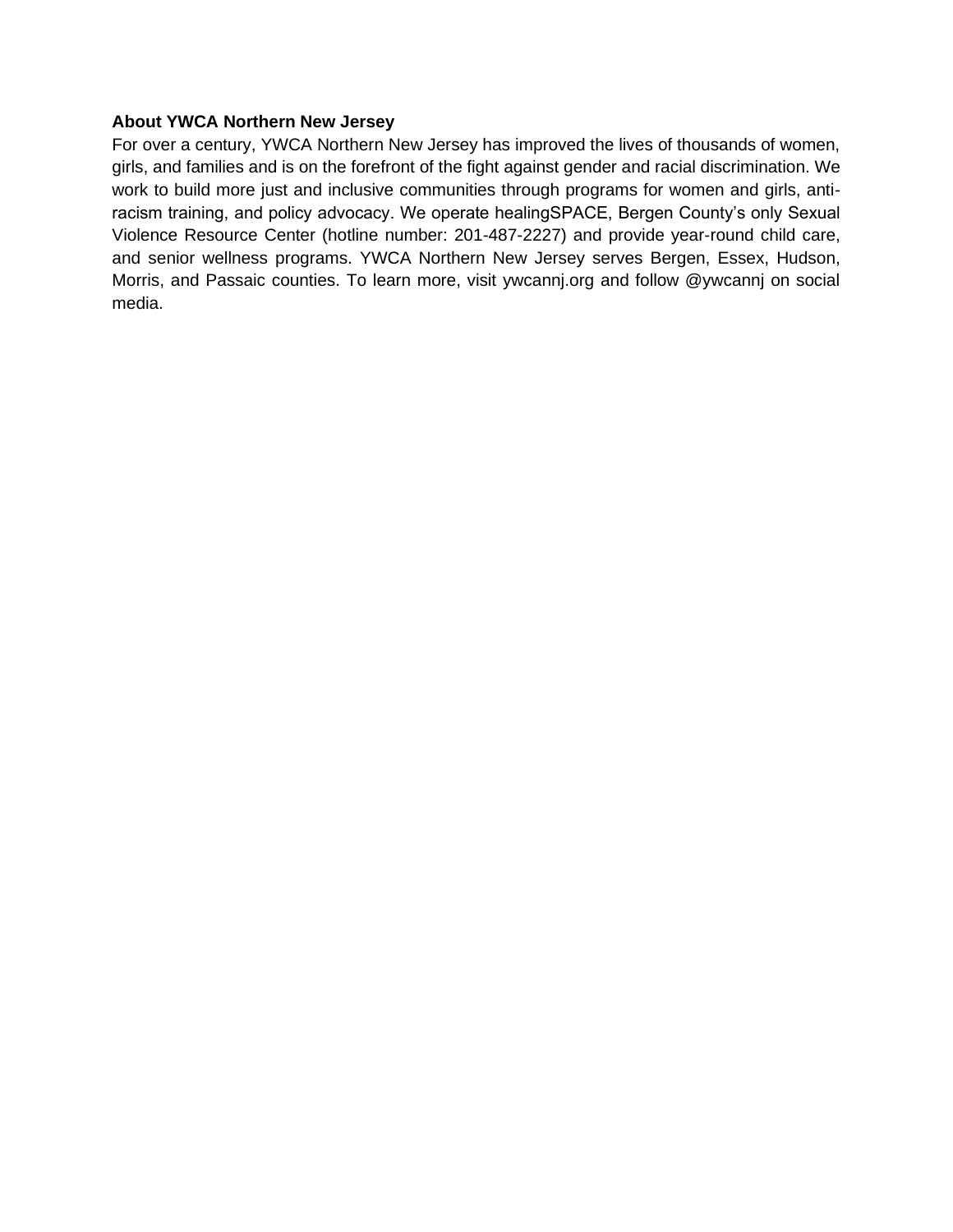**About YWCA Northern New Jersey**

For over a century, YWCA Northern New Jersey has improved the lives of thousands of women, girls, and families and is on the forefront of the fight against gender and racial discrimination. We work to build more just and inclusive communities through programs for women and girls, anti-racism training, and policy advocacy. We operate healingSPACE, Bergen County's only Sexual Violence Resource Center (hotline number: 201-487-2227) and provide year-round child care, and senior wellness programs. YWCA Northern New Jersey serves Bergen, Essex, Hudson, Morris, and Passaic counties. To learn more, visit ywcannj.org and follow @ywcannj on social media.